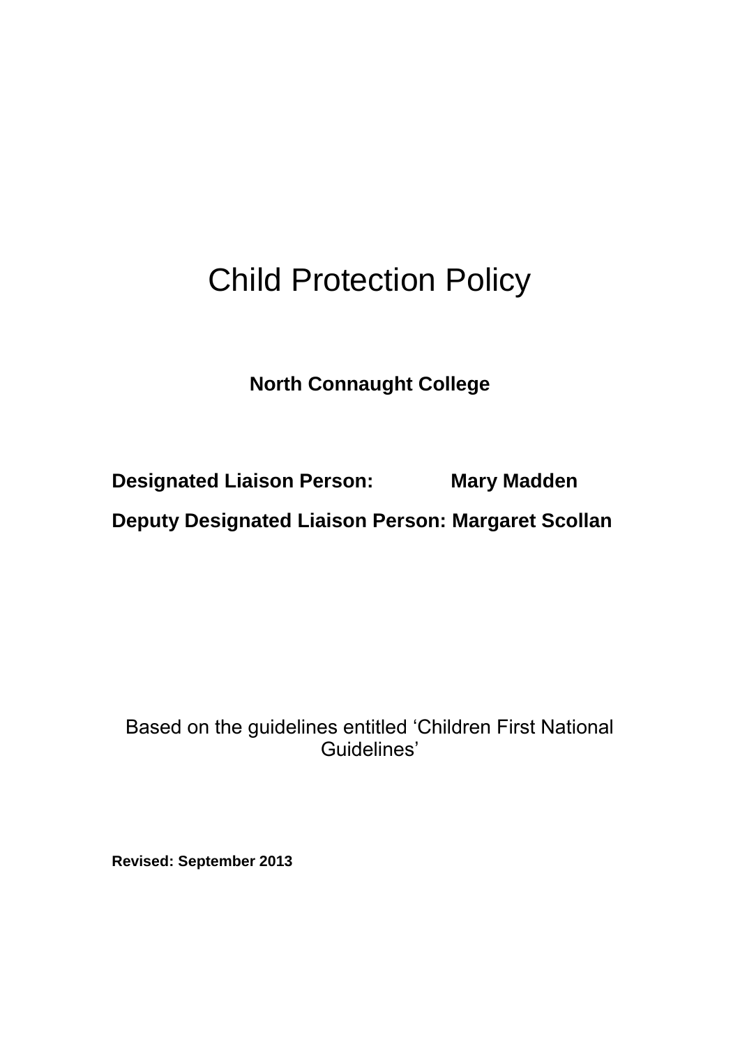# Child Protection Policy

**North Connaught College**

**Designated Liaison Person: Mary Madden**

**Deputy Designated Liaison Person: Margaret Scollan**

Based on the guidelines entitled 'Children First National Guidelines'

**Revised: September 2013**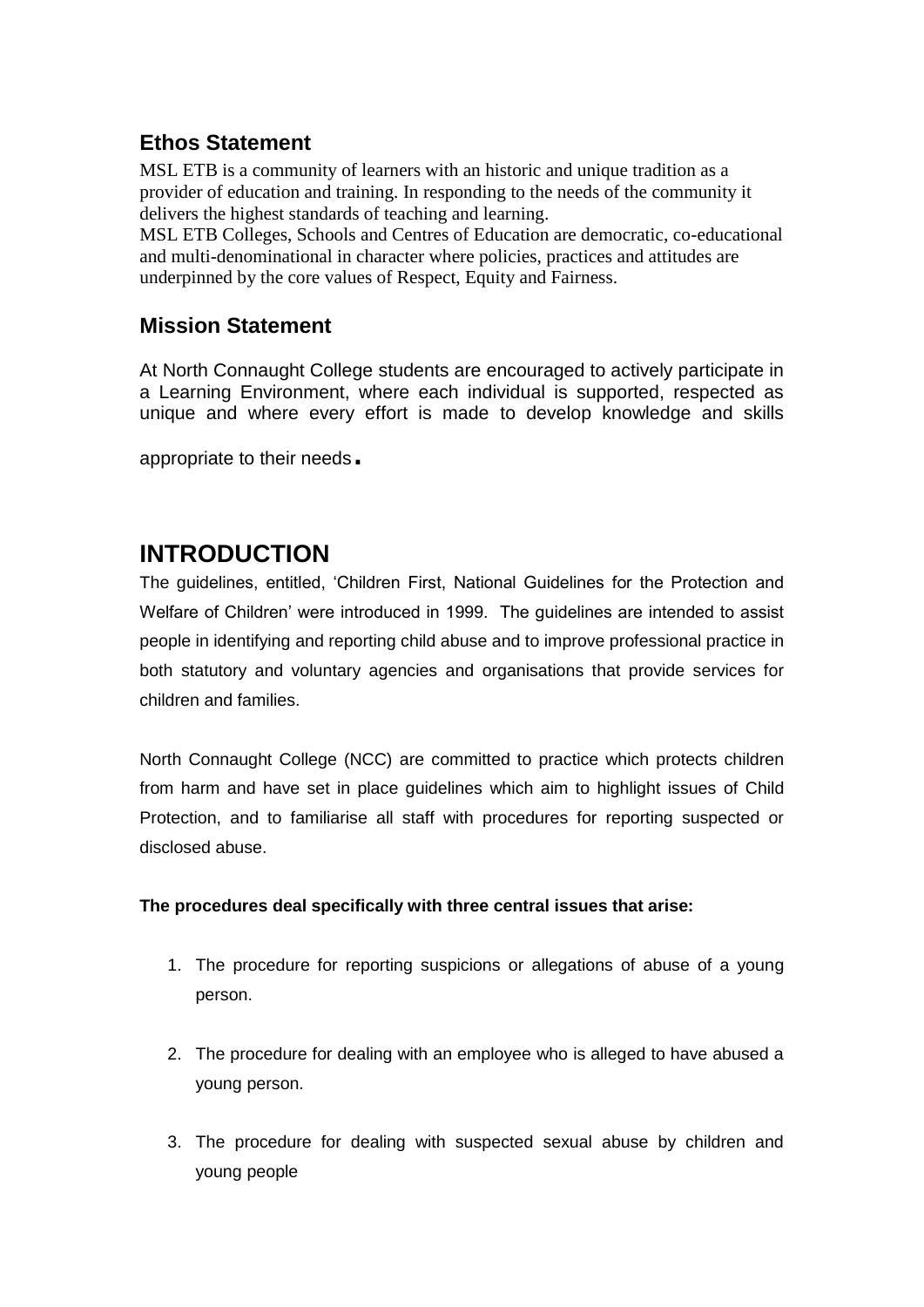## Ethos Statement

MSL ETB is a community of learners with an historic and unique tradition as a provider of education and training. In responding to the needs of the community it delivers the highest standards of teaching and learning.

MSL ETB Colleges, Schools and Centres of Education are democratic, co-educational and multi-denominational in character where policies, practices and attitudes are underpinned by the core values of Respect, Equity and Fairness.

## Mission Statement

At North Connaught College students are encouraged to actively participate in a Learning Environment, where each individual is supported, respected as unique and where every effort is made to develop knowledge and skills appropriate to their needs.

# INTRODUCTION

The guidelines, entitled, 'Children First, National Guidelines for the Protection and Welfare of Children' were introduced in 1999. The guidelines are intended to assist people in identifying and reporting child abuse and to improve professional practice in both statutory and voluntary agencies and organisations that provide services for children and families.

North Connaught College (NCC) are committed to practice which protects children from harm and have set in place guidelines which aim to highlight issues of Child Protection, and to familiarise all staff with procedures for reporting suspected or disclosed abuse.

**The procedures deal specifically with three central issues that arise:**

1. The procedure for reporting suspicions or allegations of abuse of a young person.
2. The procedure for dealing with an employee who is alleged to have abused a young person.
3. The procedure for dealing with suspected sexual abuse by children and young people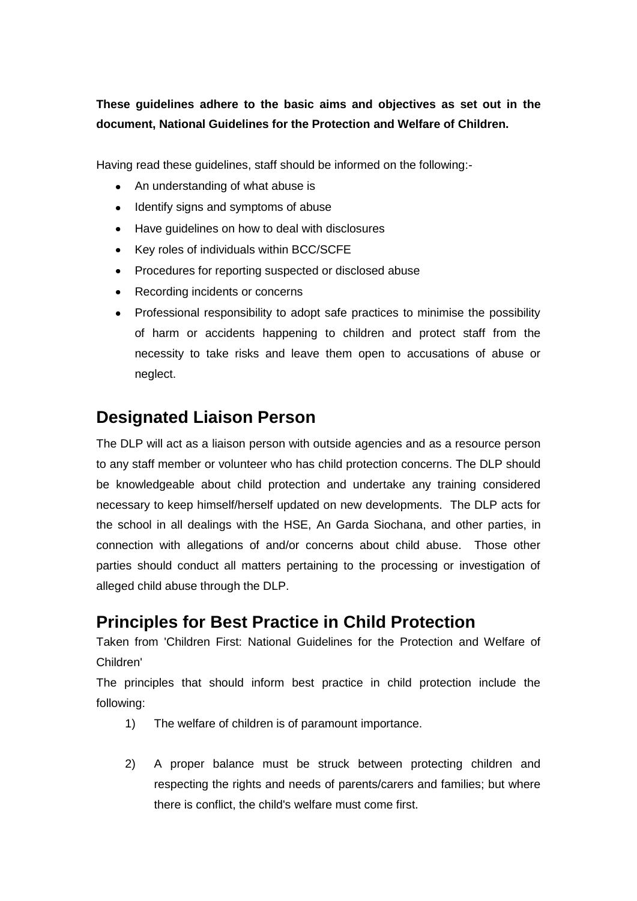**These guidelines adhere to the basic aims and objectives as set out in the document, National Guidelines for the Protection and Welfare of Children.**

Having read these guidelines, staff should be informed on the following:-

- An understanding of what abuse is
- Identify signs and symptoms of abuse
- Have guidelines on how to deal with disclosures
- Key roles of individuals within BCC/SCFE
- Procedures for reporting suspected or disclosed abuse
- Recording incidents or concerns
- Professional responsibility to adopt safe practices to minimise the possibility of harm or accidents happening to children and protect staff from the necessity to take risks and leave them open to accusations of abuse or neglect.

## Designated Liaison Person

The DLP will act as a liaison person with outside agencies and as a resource person to any staff member or volunteer who has child protection concerns. The DLP should be knowledgeable about child protection and undertake any training considered necessary to keep himself/herself updated on new developments. The DLP acts for the school in all dealings with the HSE, An Garda Siochana, and other parties, in connection with allegations of and/or concerns about child abuse. Those other parties should conduct all matters pertaining to the processing or investigation of alleged child abuse through the DLP.

## Principles for Best Practice in Child Protection

Taken from 'Children First: National Guidelines for the Protection and Welfare of Children'

The principles that should inform best practice in child protection include the following:

1) The welfare of children is of paramount importance.

2) A proper balance must be struck between protecting children and respecting the rights and needs of parents/carers and families; but where there is conflict, the child's welfare must come first.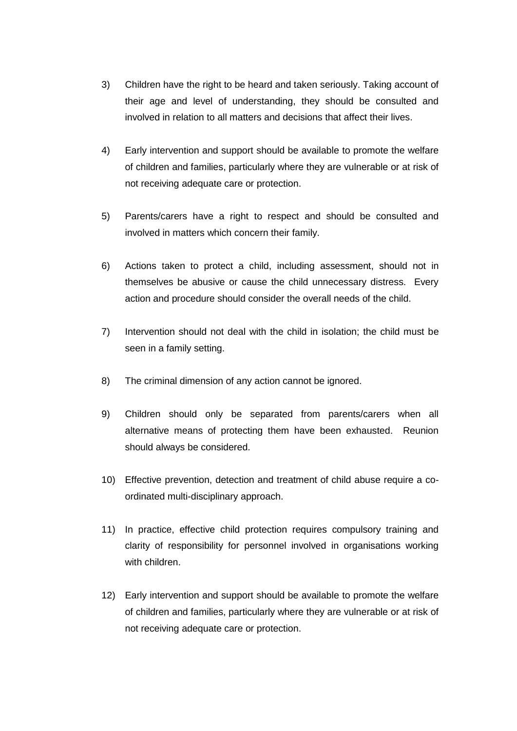3) Children have the right to be heard and taken seriously. Taking account of their age and level of understanding, they should be consulted and involved in relation to all matters and decisions that affect their lives.

4) Early intervention and support should be available to promote the welfare of children and families, particularly where they are vulnerable or at risk of not receiving adequate care or protection.

5) Parents/carers have a right to respect and should be consulted and involved in matters which concern their family.

6) Actions taken to protect a child, including assessment, should not in themselves be abusive or cause the child unnecessary distress. Every action and procedure should consider the overall needs of the child.

7) Intervention should not deal with the child in isolation; the child must be seen in a family setting.

8) The criminal dimension of any action cannot be ignored.

9) Children should only be separated from parents/carers when all alternative means of protecting them have been exhausted. Reunion should always be considered.

10) Effective prevention, detection and treatment of child abuse require a co-ordinated multi-disciplinary approach.

11) In practice, effective child protection requires compulsory training and clarity of responsibility for personnel involved in organisations working with children.

12) Early intervention and support should be available to promote the welfare of children and families, particularly where they are vulnerable or at risk of not receiving adequate care or protection.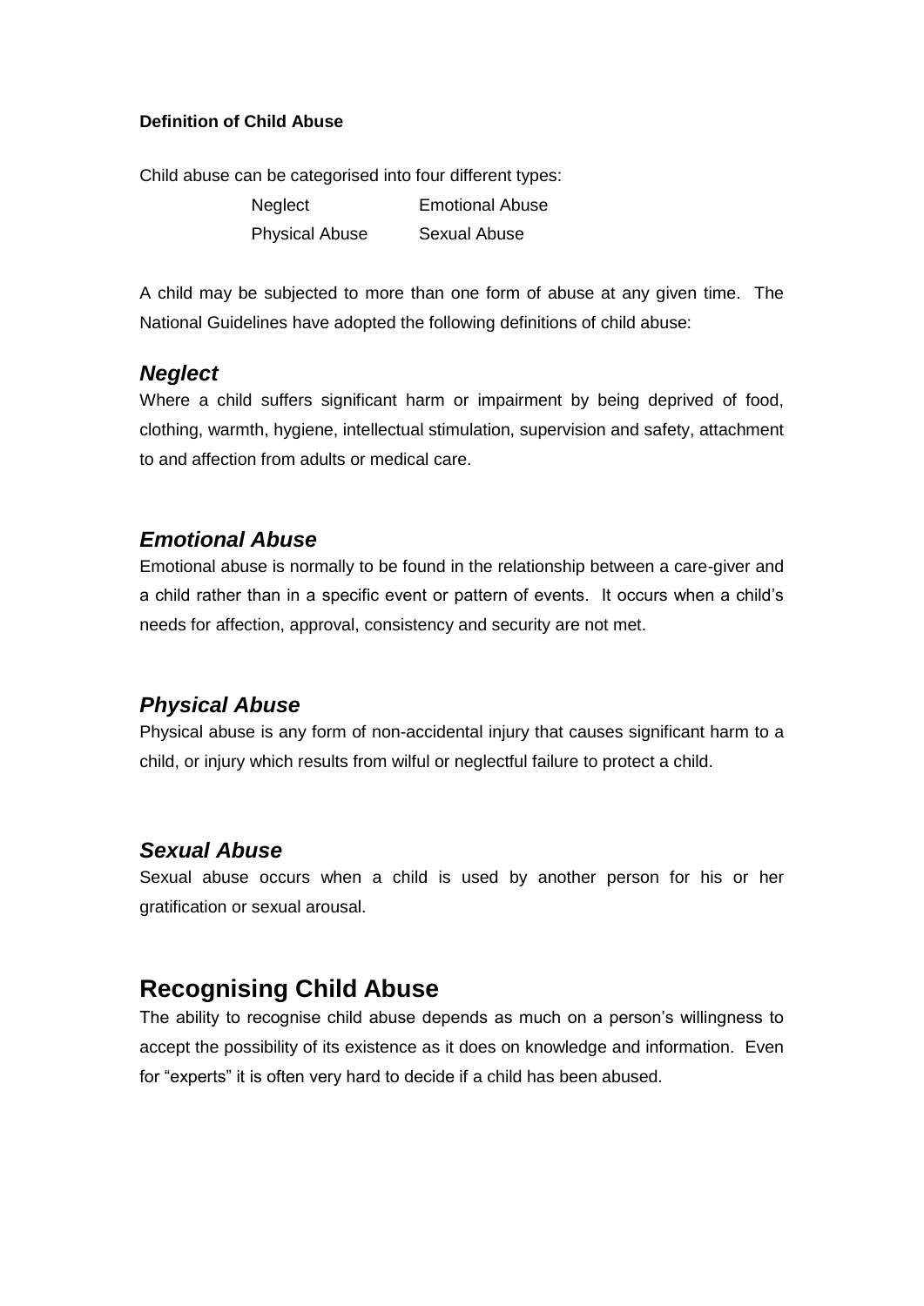**Definition of Child Abuse**

Child abuse can be categorised into four different types:

| | |
|---|---|
| Neglect | Emotional Abuse |
| Physical Abuse | Sexual Abuse |

A child may be subjected to more than one form of abuse at any given time. The National Guidelines have adopted the following definitions of child abuse:

### *Neglect*

Where a child suffers significant harm or impairment by being deprived of food, clothing, warmth, hygiene, intellectual stimulation, supervision and safety, attachment to and affection from adults or medical care.

### *Emotional Abuse*

Emotional abuse is normally to be found in the relationship between a care-giver and a child rather than in a specific event or pattern of events. It occurs when a child's needs for affection, approval, consistency and security are not met.

### *Physical Abuse*

Physical abuse is any form of non-accidental injury that causes significant harm to a child, or injury which results from wilful or neglectful failure to protect a child.

### *Sexual Abuse*

Sexual abuse occurs when a child is used by another person for his or her gratification or sexual arousal.

## Recognising Child Abuse

The ability to recognise child abuse depends as much on a person's willingness to accept the possibility of its existence as it does on knowledge and information. Even for "experts" it is often very hard to decide if a child has been abused.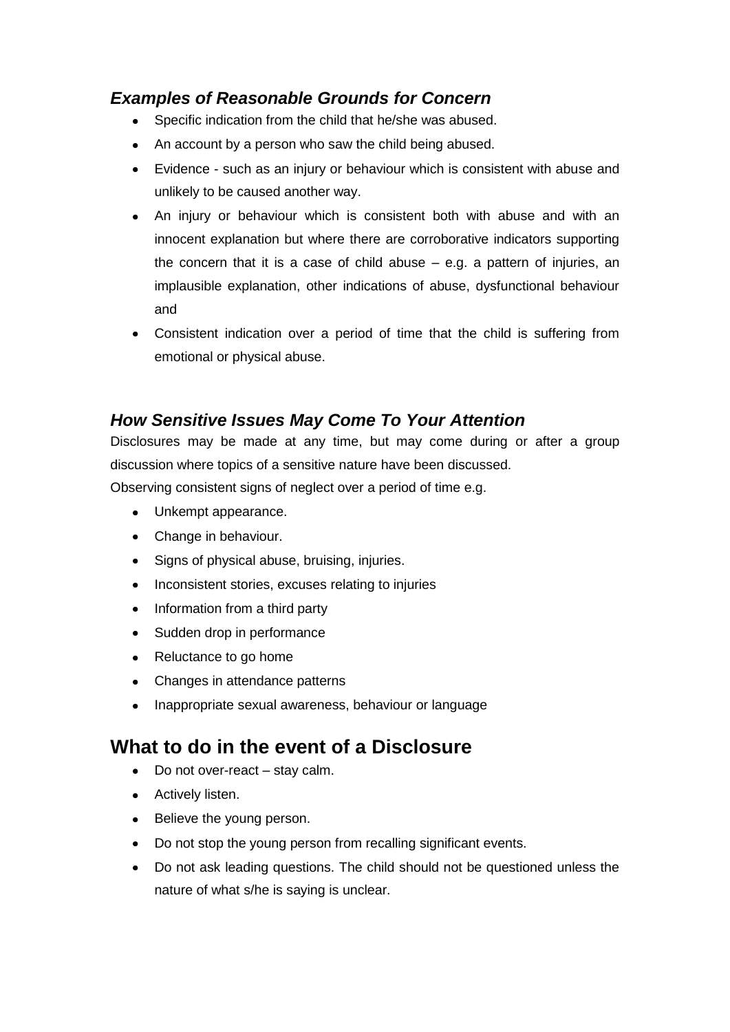### *Examples of Reasonable Grounds for Concern*

- Specific indication from the child that he/she was abused.
- An account by a person who saw the child being abused.
- Evidence - such as an injury or behaviour which is consistent with abuse and unlikely to be caused another way.
- An injury or behaviour which is consistent both with abuse and with an innocent explanation but where there are corroborative indicators supporting the concern that it is a case of child abuse – e.g. a pattern of injuries, an implausible explanation, other indications of abuse, dysfunctional behaviour and
- Consistent indication over a period of time that the child is suffering from emotional or physical abuse.

### *How Sensitive Issues May Come To Your Attention*

Disclosures may be made at any time, but may come during or after a group discussion where topics of a sensitive nature have been discussed.
Observing consistent signs of neglect over a period of time e.g.

- Unkempt appearance.
- Change in behaviour.
- Signs of physical abuse, bruising, injuries.
- Inconsistent stories, excuses relating to injuries
- Information from a third party
- Sudden drop in performance
- Reluctance to go home
- Changes in attendance patterns
- Inappropriate sexual awareness, behaviour or language

## What to do in the event of a Disclosure

- Do not over-react – stay calm.
- Actively listen.
- Believe the young person.
- Do not stop the young person from recalling significant events.
- Do not ask leading questions. The child should not be questioned unless the nature of what s/he is saying is unclear.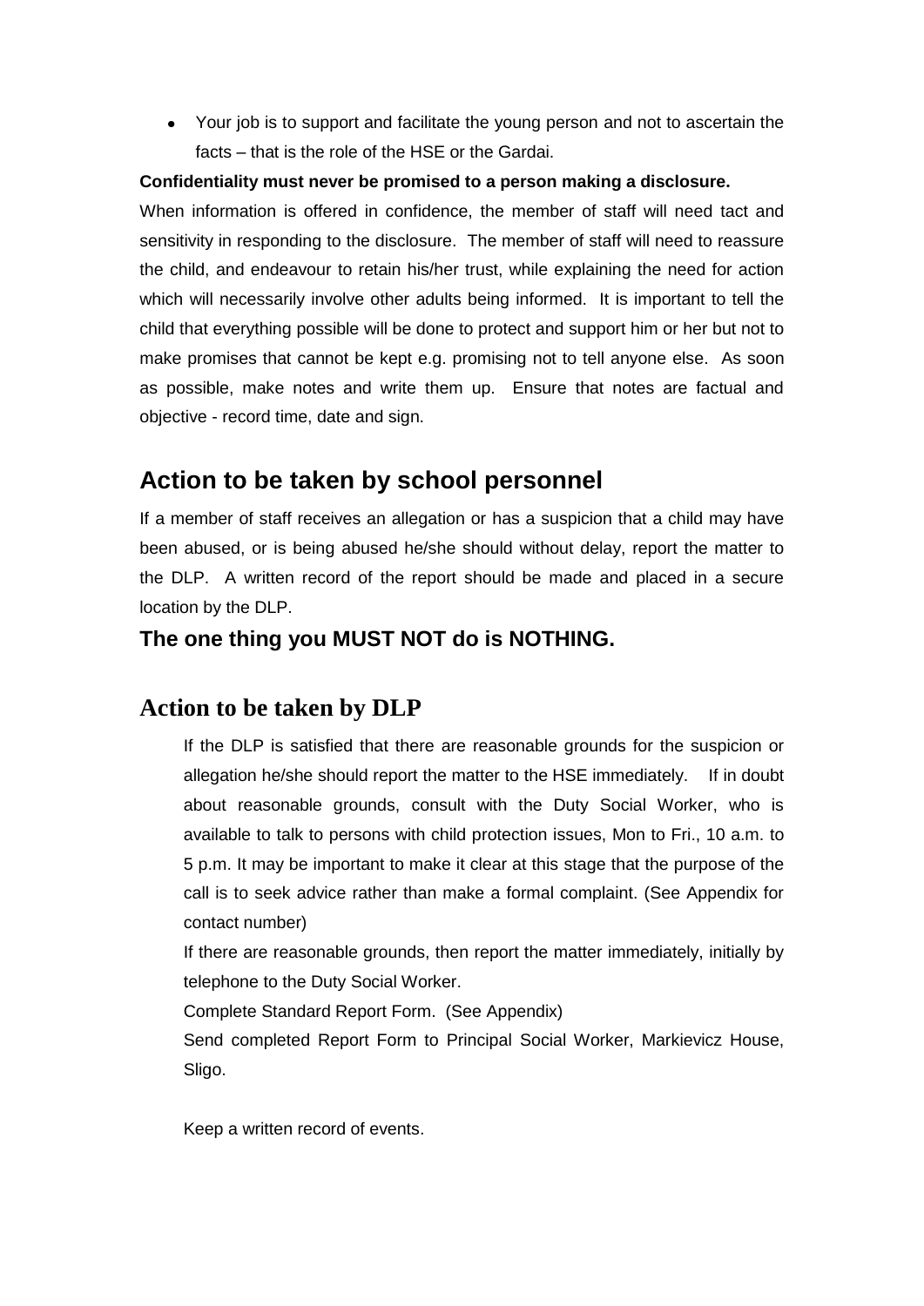- Your job is to support and facilitate the young person and not to ascertain the facts – that is the role of the HSE or the Gardai.

**Confidentiality must never be promised to a person making a disclosure.**

When information is offered in confidence, the member of staff will need tact and sensitivity in responding to the disclosure. The member of staff will need to reassure the child, and endeavour to retain his/her trust, while explaining the need for action which will necessarily involve other adults being informed. It is important to tell the child that everything possible will be done to protect and support him or her but not to make promises that cannot be kept e.g. promising not to tell anyone else. As soon as possible, make notes and write them up. Ensure that notes are factual and objective - record time, date and sign.

## Action to be taken by school personnel

If a member of staff receives an allegation or has a suspicion that a child may have been abused, or is being abused he/she should without delay, report the matter to the DLP. A written record of the report should be made and placed in a secure location by the DLP.

### The one thing you MUST NOT do is NOTHING.

## Action to be taken by DLP

If the DLP is satisfied that there are reasonable grounds for the suspicion or allegation he/she should report the matter to the HSE immediately. If in doubt about reasonable grounds, consult with the Duty Social Worker, who is available to talk to persons with child protection issues, Mon to Fri., 10 a.m. to 5 p.m. It may be important to make it clear at this stage that the purpose of the call is to seek advice rather than make a formal complaint. (See Appendix for contact number)

If there are reasonable grounds, then report the matter immediately, initially by telephone to the Duty Social Worker.

Complete Standard Report Form. (See Appendix)

Send completed Report Form to Principal Social Worker, Markievicz House, Sligo.

Keep a written record of events.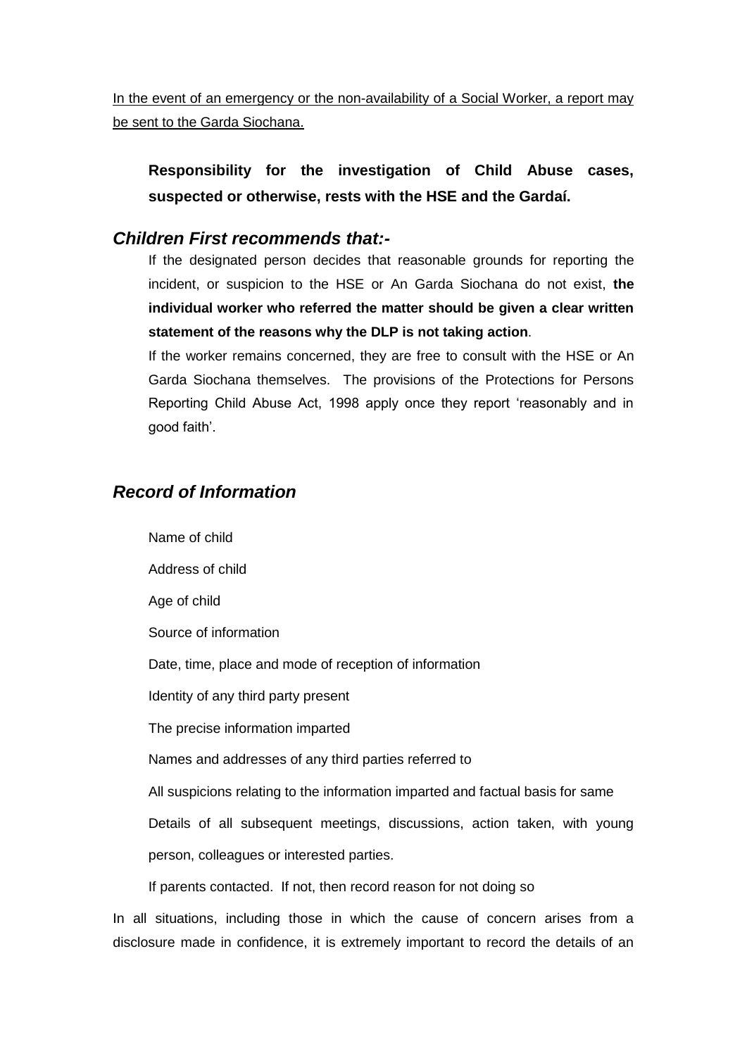<u>In the event of an emergency or the non-availability of a Social Worker, a report may be sent to the Garda Siochana.</u>

**Responsibility for the investigation of Child Abuse cases, suspected or otherwise, rests with the HSE and the Gardaí.**

## *Children First recommends that:-*

If the designated person decides that reasonable grounds for reporting the incident, or suspicion to the HSE or An Garda Siochana do not exist, **the individual worker who referred the matter should be given a clear written statement of the reasons why the DLP is not taking action**.

If the worker remains concerned, they are free to consult with the HSE or An Garda Siochana themselves. The provisions of the Protections for Persons Reporting Child Abuse Act, 1998 apply once they report 'reasonably and in good faith'.

## *Record of Information*

Name of child

Address of child

Age of child

Source of information

Date, time, place and mode of reception of information

Identity of any third party present

The precise information imparted

Names and addresses of any third parties referred to

All suspicions relating to the information imparted and factual basis for same

Details of all subsequent meetings, discussions, action taken, with young person, colleagues or interested parties.

If parents contacted. If not, then record reason for not doing so

In all situations, including those in which the cause of concern arises from a disclosure made in confidence, it is extremely important to record the details of an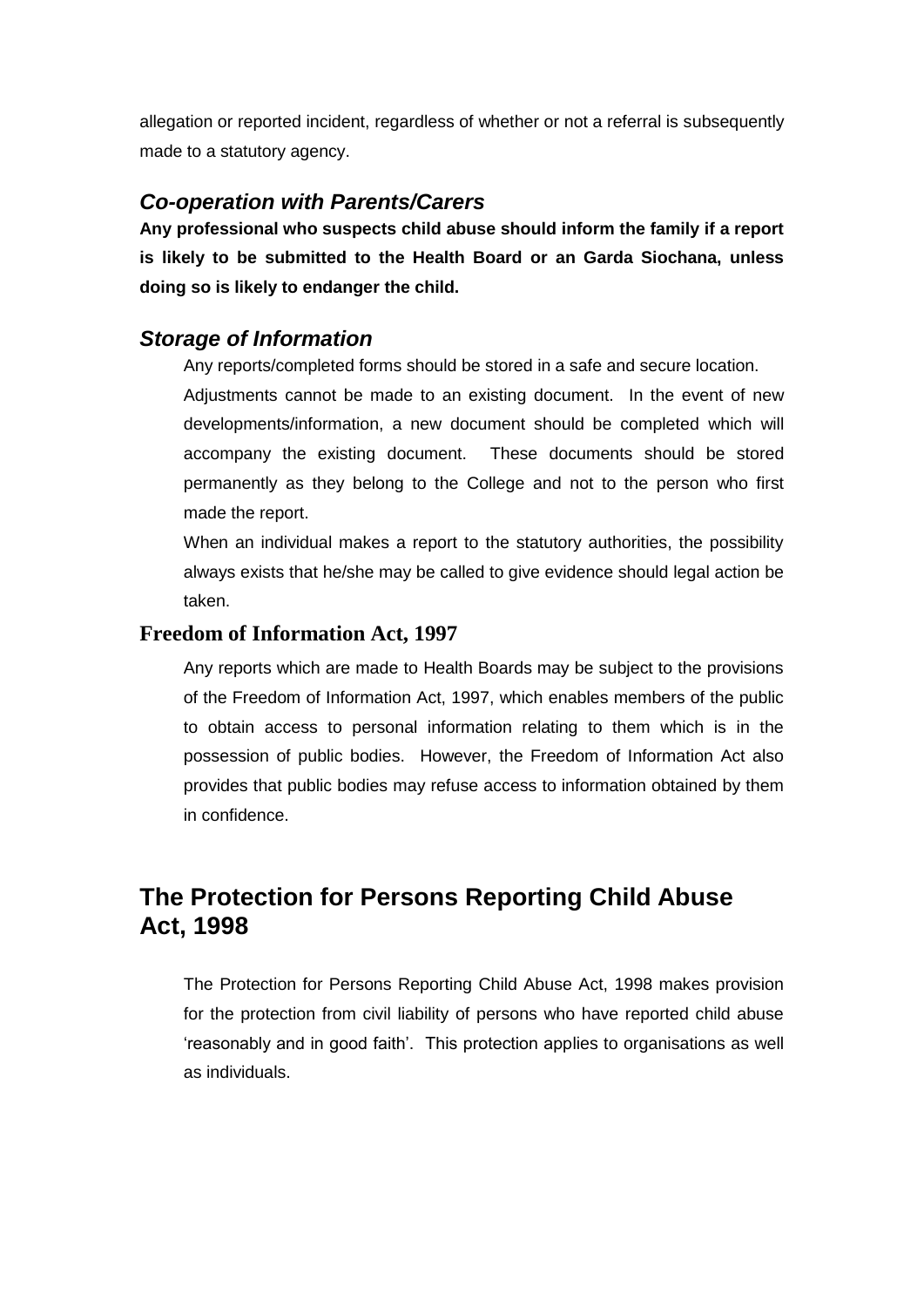allegation or reported incident, regardless of whether or not a referral is subsequently made to a statutory agency.

### *Co-operation with Parents/Carers*

**Any professional who suspects child abuse should inform the family if a report is likely to be submitted to the Health Board or an Garda Siochana, unless doing so is likely to endanger the child.**

### *Storage of Information*

Any reports/completed forms should be stored in a safe and secure location.

Adjustments cannot be made to an existing document. In the event of new developments/information, a new document should be completed which will accompany the existing document. These documents should be stored permanently as they belong to the College and not to the person who first made the report.

When an individual makes a report to the statutory authorities, the possibility always exists that he/she may be called to give evidence should legal action be taken.

### **Freedom of Information Act, 1997**

Any reports which are made to Health Boards may be subject to the provisions of the Freedom of Information Act, 1997, which enables members of the public to obtain access to personal information relating to them which is in the possession of public bodies. However, the Freedom of Information Act also provides that public bodies may refuse access to information obtained by them in confidence.

## The Protection for Persons Reporting Child Abuse Act, 1998

The Protection for Persons Reporting Child Abuse Act, 1998 makes provision for the protection from civil liability of persons who have reported child abuse 'reasonably and in good faith'. This protection applies to organisations as well as individuals.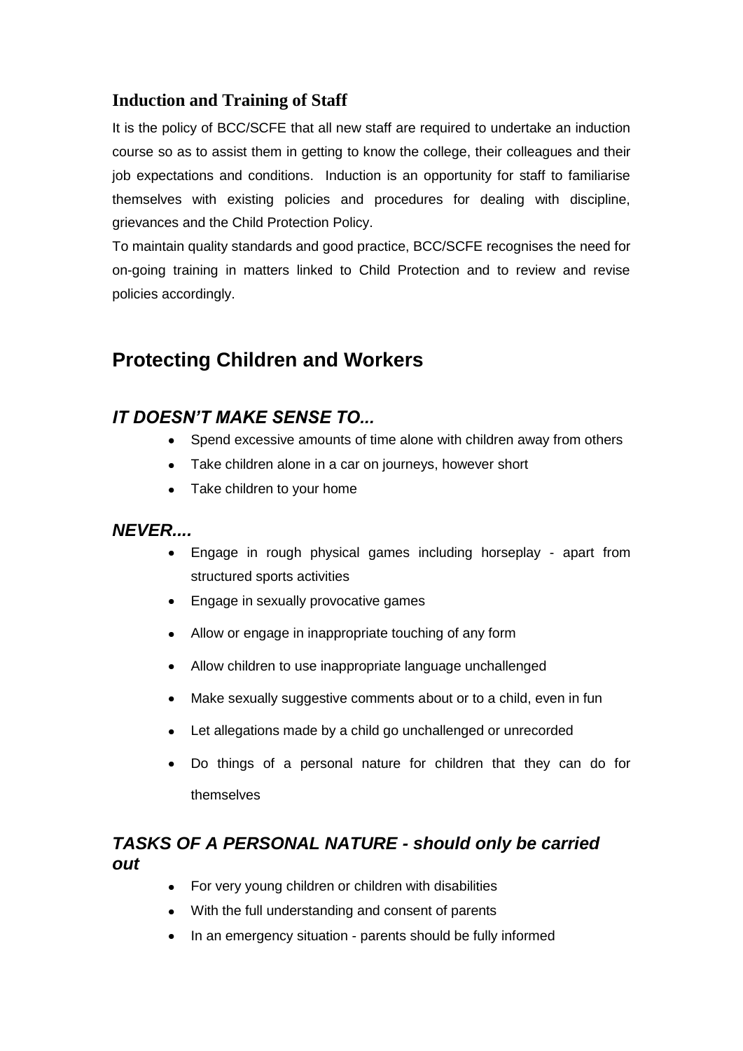### **Induction and Training of Staff**

It is the policy of BCC/SCFE that all new staff are required to undertake an induction course so as to assist them in getting to know the college, their colleagues and their job expectations and conditions. Induction is an opportunity for staff to familiarise themselves with existing policies and procedures for dealing with discipline, grievances and the Child Protection Policy.

To maintain quality standards and good practice, BCC/SCFE recognises the need for on-going training in matters linked to Child Protection and to review and revise policies accordingly.

## **Protecting Children and Workers**

### ***IT DOESN'T MAKE SENSE TO...***

- Spend excessive amounts of time alone with children away from others
- Take children alone in a car on journeys, however short
- Take children to your home

### ***NEVER....***

- Engage in rough physical games including horseplay - apart from structured sports activities
- Engage in sexually provocative games
- Allow or engage in inappropriate touching of any form
- Allow children to use inappropriate language unchallenged
- Make sexually suggestive comments about or to a child, even in fun
- Let allegations made by a child go unchallenged or unrecorded
- Do things of a personal nature for children that they can do for themselves

### ***TASKS OF A PERSONAL NATURE - should only be carried out***

- For very young children or children with disabilities
- With the full understanding and consent of parents
- In an emergency situation - parents should be fully informed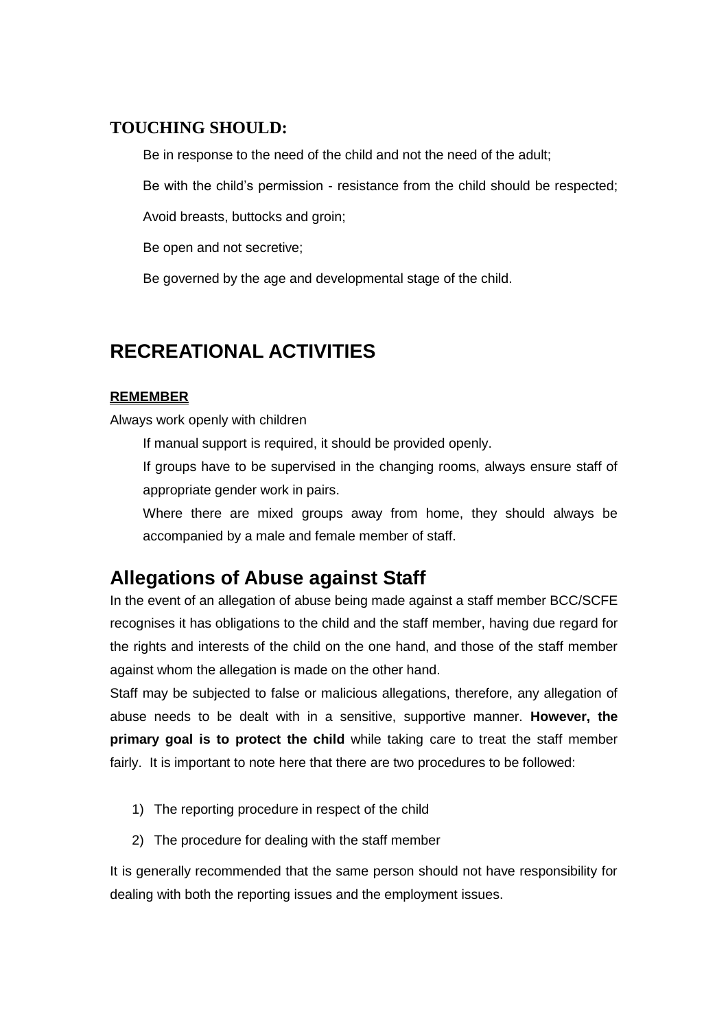### TOUCHING SHOULD:

Be in response to the need of the child and not the need of the adult;

Be with the child's permission - resistance from the child should be respected;

Avoid breasts, buttocks and groin;

Be open and not secretive;

Be governed by the age and developmental stage of the child.

## RECREATIONAL ACTIVITIES

**REMEMBER**

Always work openly with children

If manual support is required, it should be provided openly.

If groups have to be supervised in the changing rooms, always ensure staff of appropriate gender work in pairs.

Where there are mixed groups away from home, they should always be accompanied by a male and female member of staff.

## Allegations of Abuse against Staff

In the event of an allegation of abuse being made against a staff member BCC/SCFE recognises it has obligations to the child and the staff member, having due regard for the rights and interests of the child on the one hand, and those of the staff member against whom the allegation is made on the other hand.

Staff may be subjected to false or malicious allegations, therefore, any allegation of abuse needs to be dealt with in a sensitive, supportive manner. **However, the primary goal is to protect the child** while taking care to treat the staff member fairly. It is important to note here that there are two procedures to be followed:

1) The reporting procedure in respect of the child
2) The procedure for dealing with the staff member

It is generally recommended that the same person should not have responsibility for dealing with both the reporting issues and the employment issues.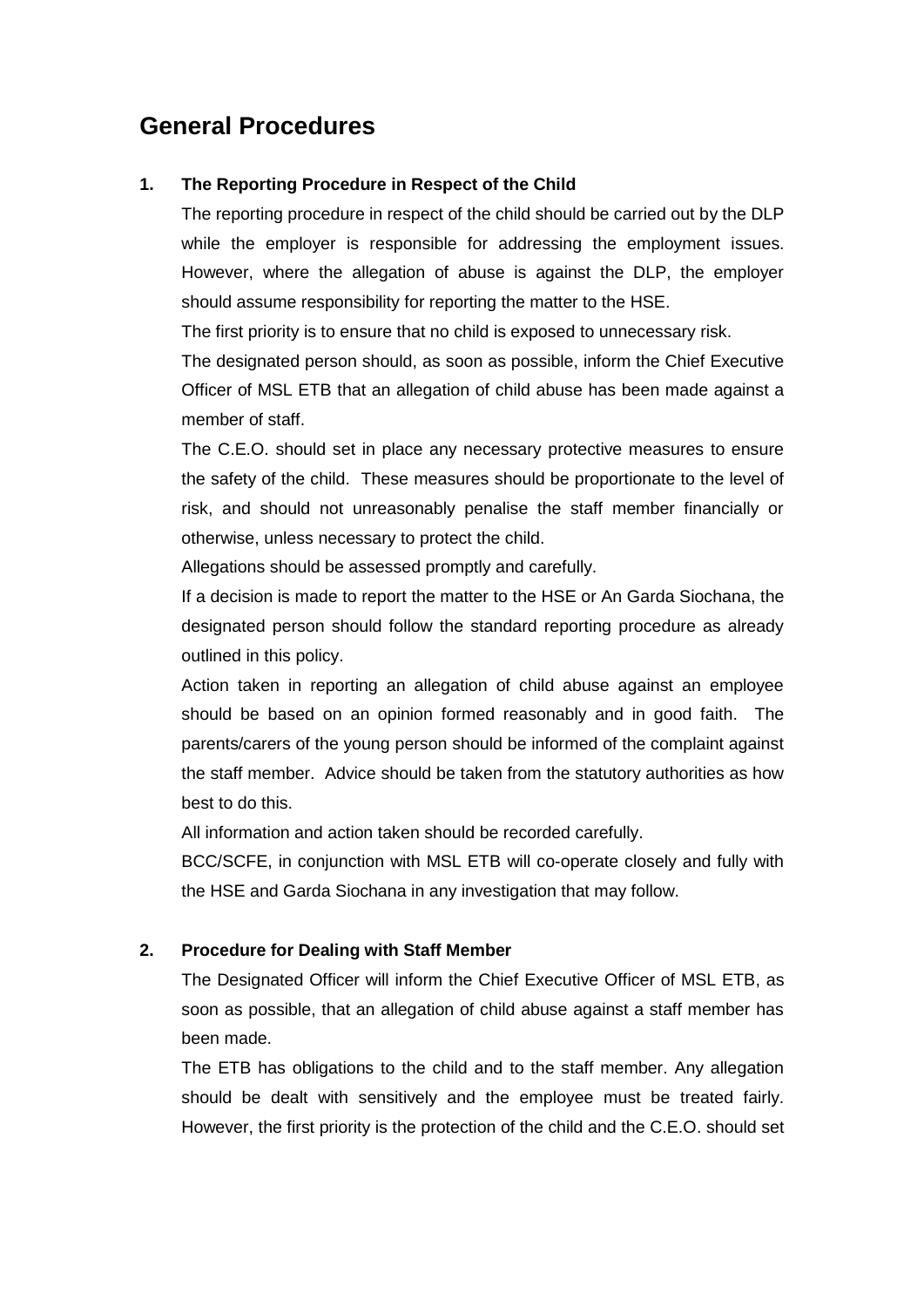# General Procedures

**1. The Reporting Procedure in Respect of the Child**

The reporting procedure in respect of the child should be carried out by the DLP while the employer is responsible for addressing the employment issues. However, where the allegation of abuse is against the DLP, the employer should assume responsibility for reporting the matter to the HSE.

The first priority is to ensure that no child is exposed to unnecessary risk.

The designated person should, as soon as possible, inform the Chief Executive Officer of MSL ETB that an allegation of child abuse has been made against a member of staff.

The C.E.O. should set in place any necessary protective measures to ensure the safety of the child. These measures should be proportionate to the level of risk, and should not unreasonably penalise the staff member financially or otherwise, unless necessary to protect the child.

Allegations should be assessed promptly and carefully.

If a decision is made to report the matter to the HSE or An Garda Siochana, the designated person should follow the standard reporting procedure as already outlined in this policy.

Action taken in reporting an allegation of child abuse against an employee should be based on an opinion formed reasonably and in good faith. The parents/carers of the young person should be informed of the complaint against the staff member. Advice should be taken from the statutory authorities as how best to do this.

All information and action taken should be recorded carefully.

BCC/SCFE, in conjunction with MSL ETB will co-operate closely and fully with the HSE and Garda Siochana in any investigation that may follow.

**2. Procedure for Dealing with Staff Member**

The Designated Officer will inform the Chief Executive Officer of MSL ETB, as soon as possible, that an allegation of child abuse against a staff member has been made.

The ETB has obligations to the child and to the staff member. Any allegation should be dealt with sensitively and the employee must be treated fairly. However, the first priority is the protection of the child and the C.E.O. should set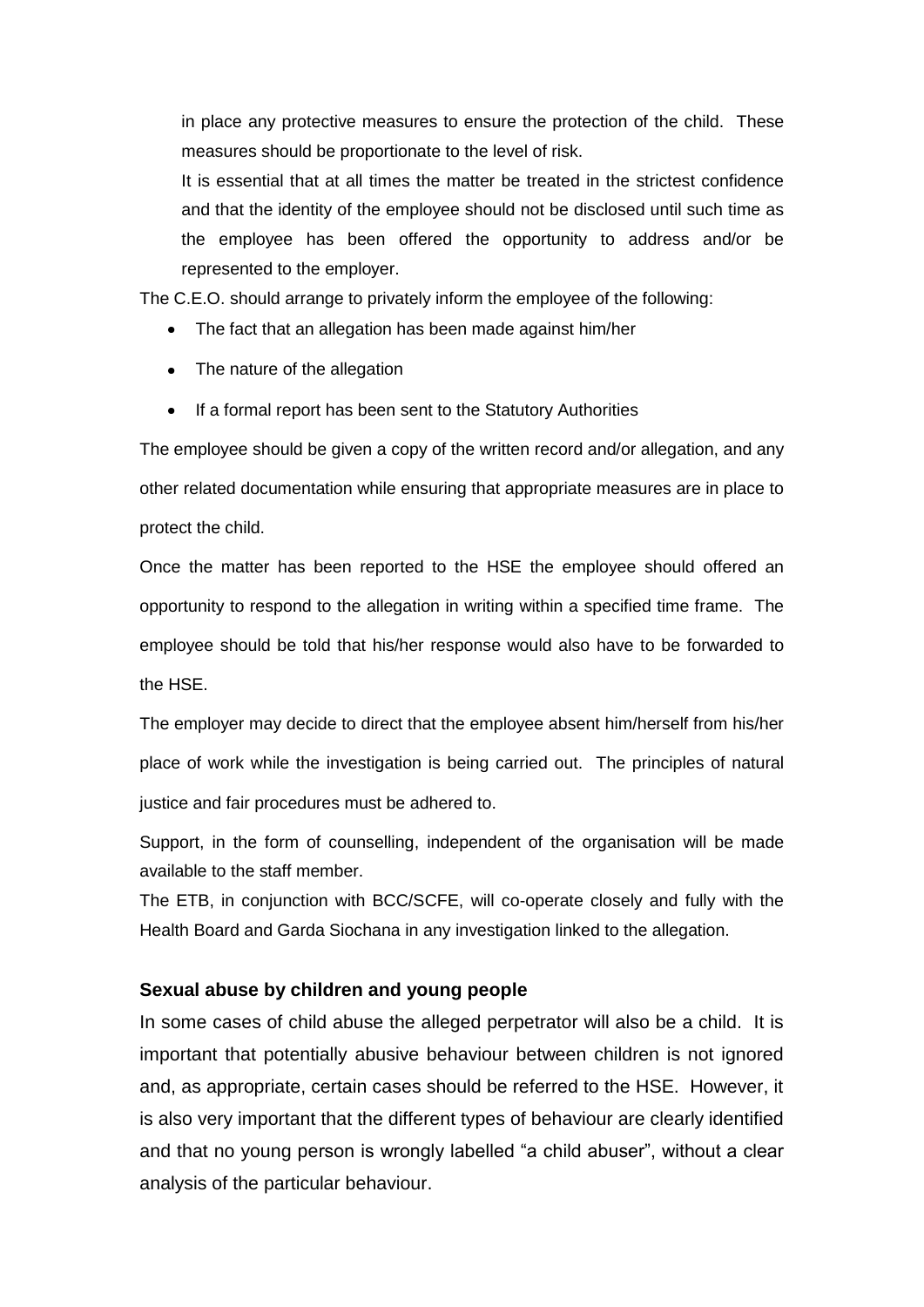in place any protective measures to ensure the protection of the child. These measures should be proportionate to the level of risk.

It is essential that at all times the matter be treated in the strictest confidence and that the identity of the employee should not be disclosed until such time as the employee has been offered the opportunity to address and/or be represented to the employer.

The C.E.O. should arrange to privately inform the employee of the following:

- The fact that an allegation has been made against him/her
- The nature of the allegation
- If a formal report has been sent to the Statutory Authorities

The employee should be given a copy of the written record and/or allegation, and any other related documentation while ensuring that appropriate measures are in place to protect the child.

Once the matter has been reported to the HSE the employee should offered an opportunity to respond to the allegation in writing within a specified time frame. The employee should be told that his/her response would also have to be forwarded to the HSE.

The employer may decide to direct that the employee absent him/herself from his/her place of work while the investigation is being carried out. The principles of natural justice and fair procedures must be adhered to.

Support, in the form of counselling, independent of the organisation will be made available to the staff member.

The ETB, in conjunction with BCC/SCFE, will co-operate closely and fully with the Health Board and Garda Siochana in any investigation linked to the allegation.

### Sexual abuse by children and young people

In some cases of child abuse the alleged perpetrator will also be a child. It is important that potentially abusive behaviour between children is not ignored and, as appropriate, certain cases should be referred to the HSE. However, it is also very important that the different types of behaviour are clearly identified and that no young person is wrongly labelled "a child abuser", without a clear analysis of the particular behaviour.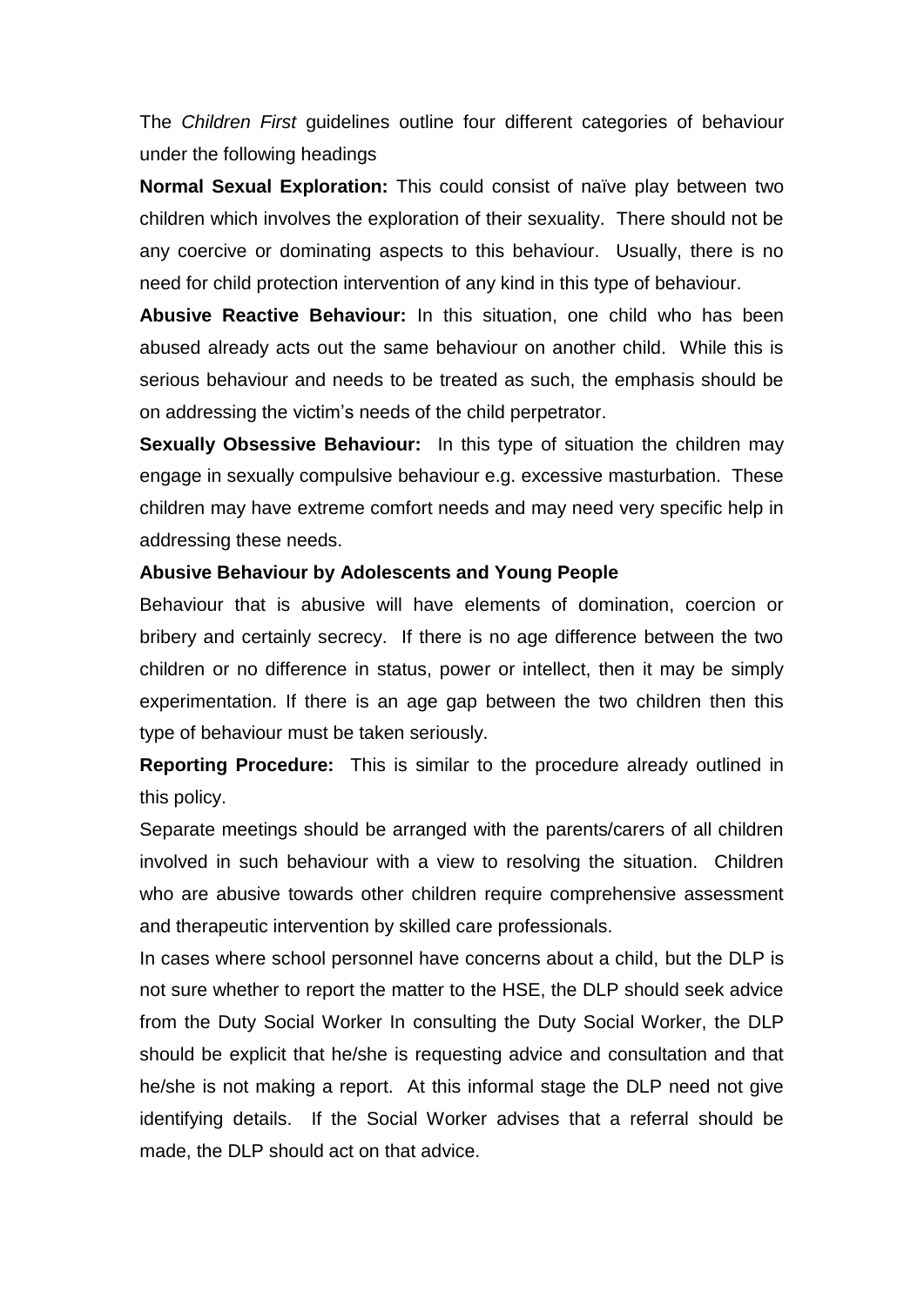The *Children First* guidelines outline four different categories of behaviour under the following headings

**Normal Sexual Exploration:** This could consist of naïve play between two children which involves the exploration of their sexuality. There should not be any coercive or dominating aspects to this behaviour. Usually, there is no need for child protection intervention of any kind in this type of behaviour.

**Abusive Reactive Behaviour:** In this situation, one child who has been abused already acts out the same behaviour on another child. While this is serious behaviour and needs to be treated as such, the emphasis should be on addressing the victim's needs of the child perpetrator.

**Sexually Obsessive Behaviour:** In this type of situation the children may engage in sexually compulsive behaviour e.g. excessive masturbation. These children may have extreme comfort needs and may need very specific help in addressing these needs.

**Abusive Behaviour by Adolescents and Young People**

Behaviour that is abusive will have elements of domination, coercion or bribery and certainly secrecy. If there is no age difference between the two children or no difference in status, power or intellect, then it may be simply experimentation. If there is an age gap between the two children then this type of behaviour must be taken seriously.

**Reporting Procedure:** This is similar to the procedure already outlined in this policy.

Separate meetings should be arranged with the parents/carers of all children involved in such behaviour with a view to resolving the situation. Children who are abusive towards other children require comprehensive assessment and therapeutic intervention by skilled care professionals.

In cases where school personnel have concerns about a child, but the DLP is not sure whether to report the matter to the HSE, the DLP should seek advice from the Duty Social Worker In consulting the Duty Social Worker, the DLP should be explicit that he/she is requesting advice and consultation and that he/she is not making a report. At this informal stage the DLP need not give identifying details. If the Social Worker advises that a referral should be made, the DLP should act on that advice.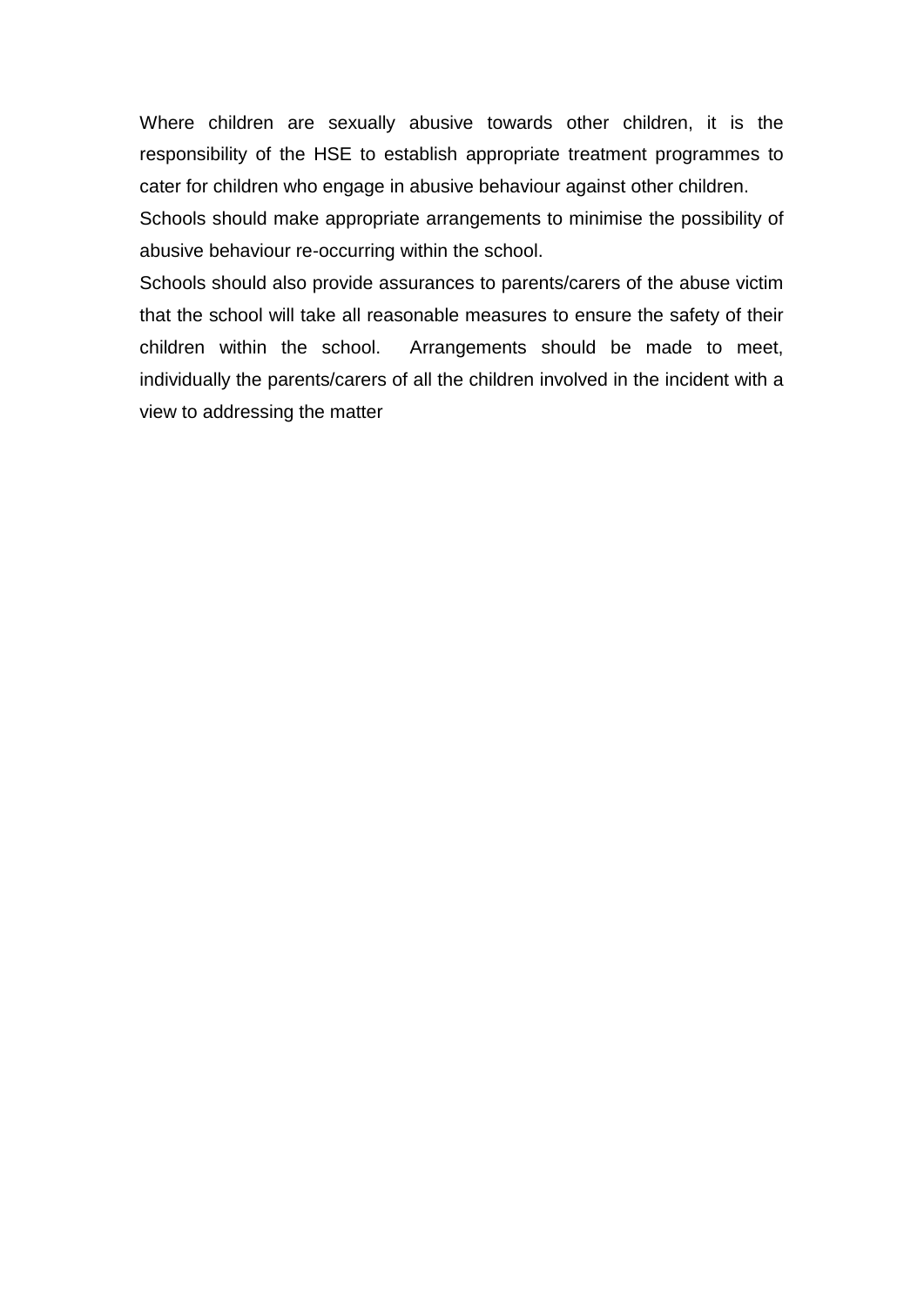Where children are sexually abusive towards other children, it is the responsibility of the HSE to establish appropriate treatment programmes to cater for children who engage in abusive behaviour against other children.

Schools should make appropriate arrangements to minimise the possibility of abusive behaviour re-occurring within the school.

Schools should also provide assurances to parents/carers of the abuse victim that the school will take all reasonable measures to ensure the safety of their children within the school. Arrangements should be made to meet, individually the parents/carers of all the children involved in the incident with a view to addressing the matter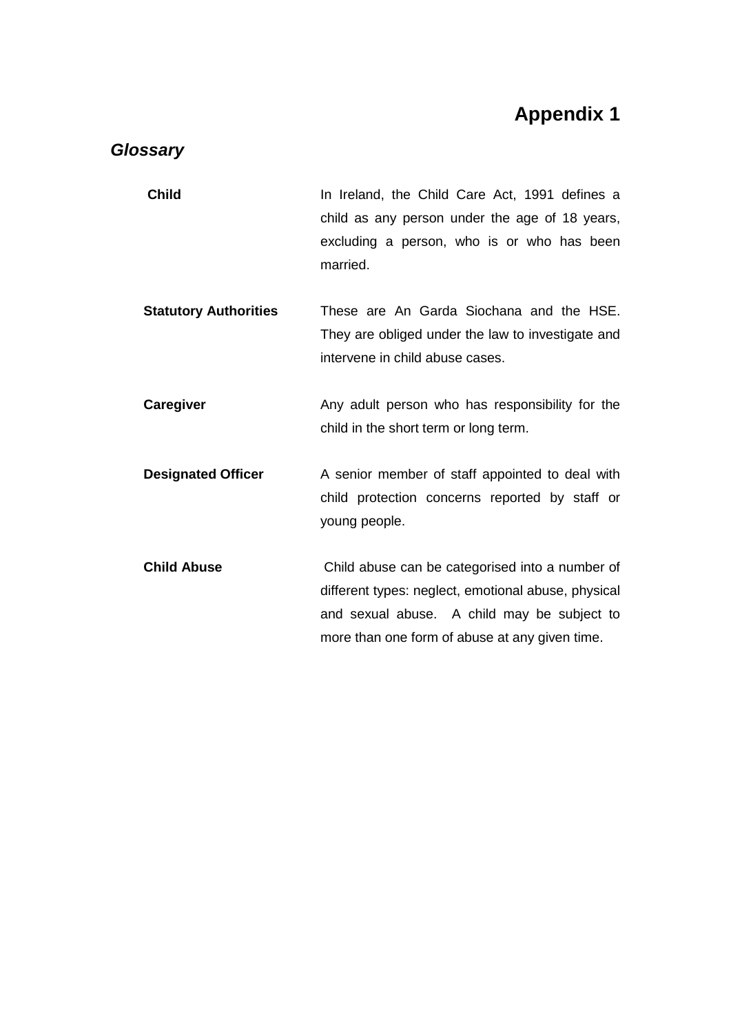# Appendix 1

## *Glossary*

| | |
|---|---|
| **Child** | In Ireland, the Child Care Act, 1991 defines a child as any person under the age of 18 years, excluding a person, who is or who has been married. |
| **Statutory Authorities** | These are An Garda Siochana and the HSE. They are obliged under the law to investigate and intervene in child abuse cases. |
| **Caregiver** | Any adult person who has responsibility for the child in the short term or long term. |
| **Designated Officer** | A senior member of staff appointed to deal with child protection concerns reported by staff or young people. |
| **Child Abuse** | Child abuse can be categorised into a number of different types: neglect, emotional abuse, physical and sexual abuse. A child may be subject to more than one form of abuse at any given time. |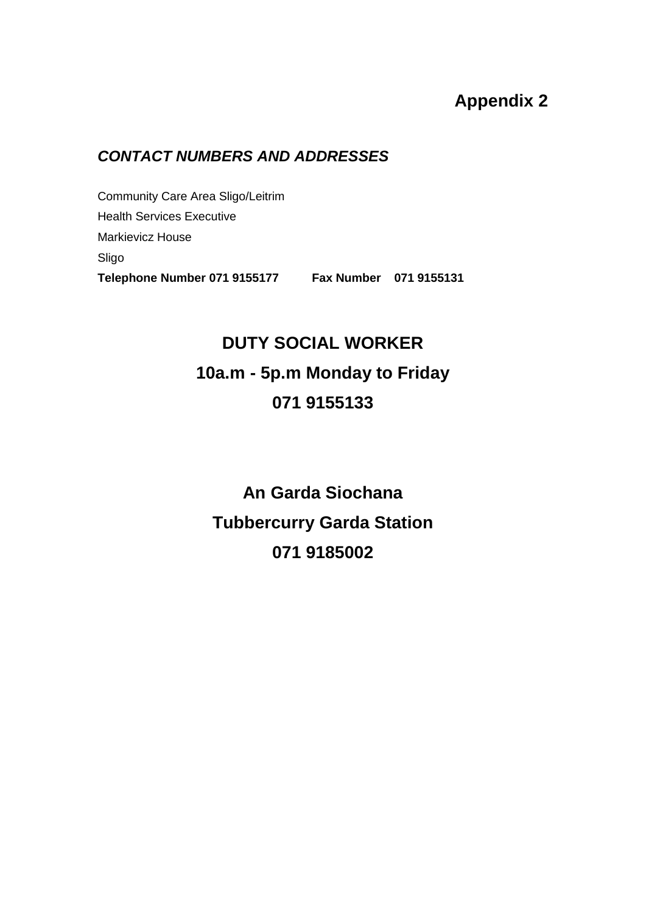# Appendix 2

***CONTACT NUMBERS AND ADDRESSES***

Community Care Area Sligo/Leitrim
Health Services Executive
Markievicz House
Sligo
**Telephone Number 071 9155177 Fax Number 071 9155131**

**DUTY SOCIAL WORKER**

**10a.m - 5p.m Monday to Friday**

**071 9155133**

**An Garda Siochana**

**Tubbercurry Garda Station**

**071 9185002**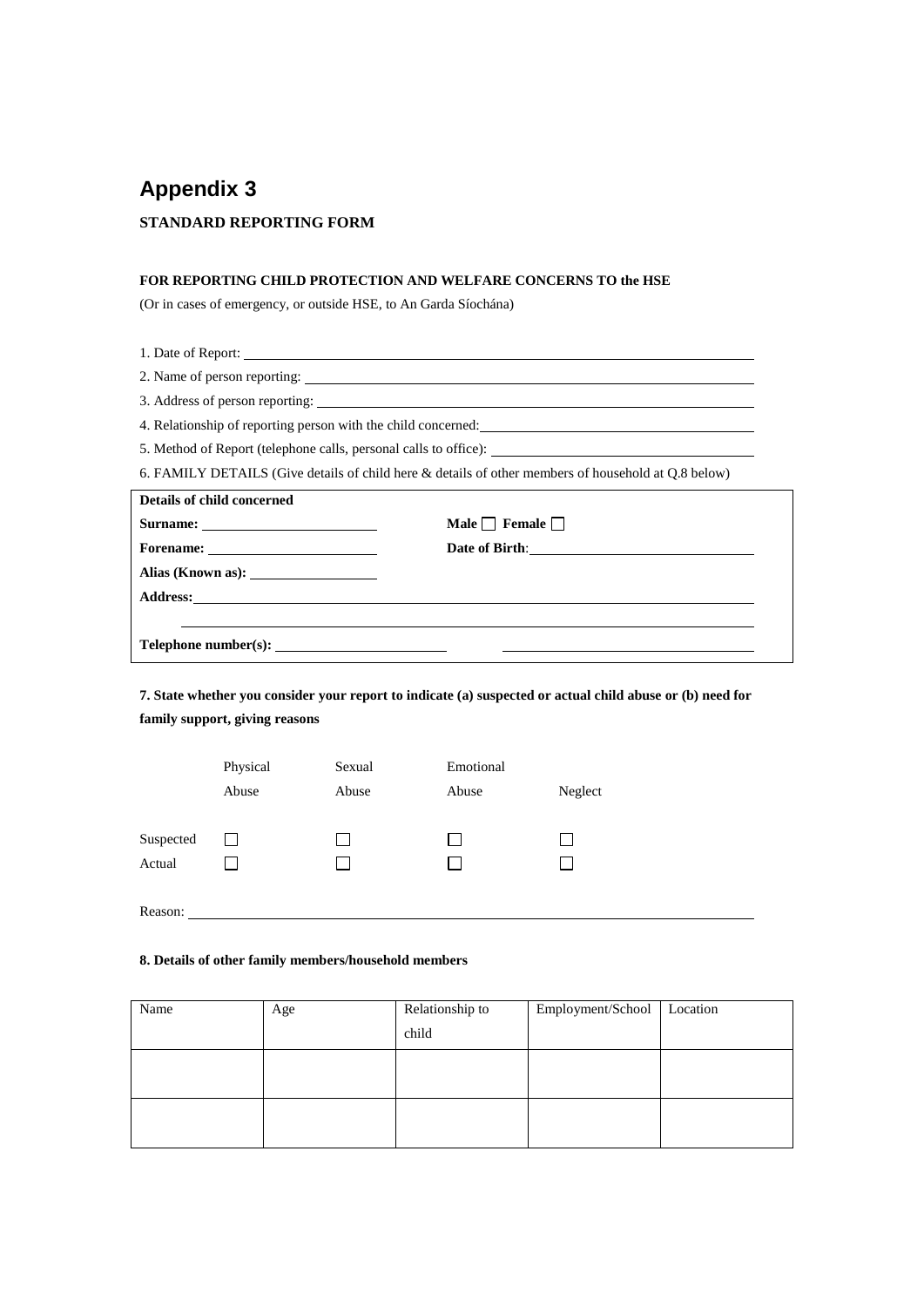# Appendix 3

**STANDARD REPORTING FORM**

**FOR REPORTING CHILD PROTECTION AND WELFARE CONCERNS TO the HSE**

(Or in cases of emergency, or outside HSE, to An Garda Síochána)

1. Date of Report: ______________________________

2. Name of person reporting: ______________________________

3. Address of person reporting: ______________________________

4. Relationship of reporting person with the child concerned: ______________________________

5. Method of Report (telephone calls, personal calls to office): ______________________________

6. FAMILY DETAILS (Give details of child here & details of other members of household at Q.8 below)

| **Details of child concerned** | |
|---|---|
| **Surname:** ______________ | **Male** ☐ **Female** ☐ |
| **Forename:** ______________ | **Date of Birth**: ______________ |
| **Alias (Known as):** ______________ | |
| **Address:** ______________ | |
| **Telephone number(s):** ______________ | ______________ |

**7. State whether you consider your report to indicate (a) suspected or actual child abuse or (b) need for family support, giving reasons**

| | Physical Abuse | Sexual Abuse | Emotional Abuse | Neglect |
|---|---|---|---|---|
| Suspected | ☐ | ☐ | ☐ | ☐ |
| Actual | ☐ | ☐ | ☐ | ☐ |

Reason: ______________________________

**8. Details of other family members/household members**

| Name | Age | Relationship to child | Employment/School | Location |
|---|---|---|---|---|
| | | | | |
| | | | | |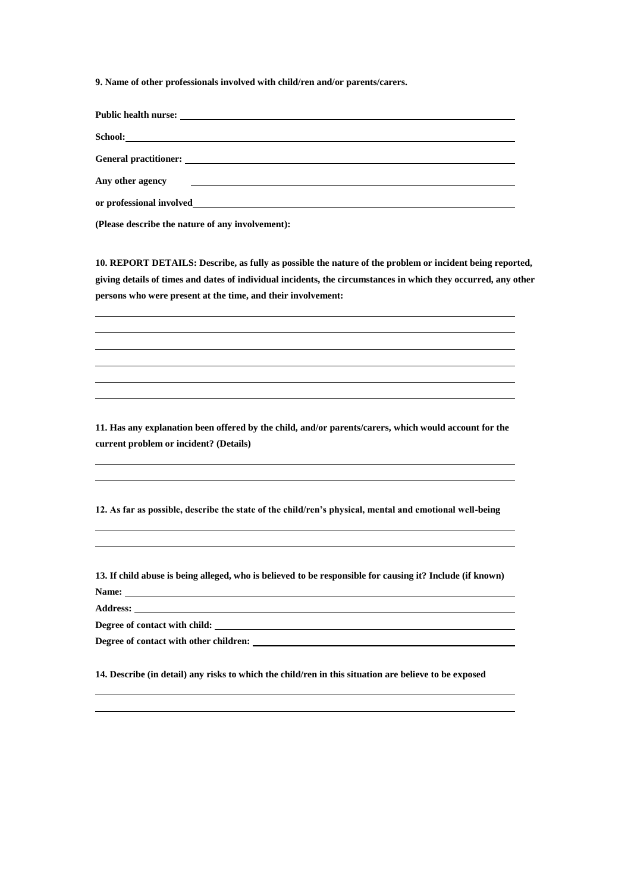**9. Name of other professionals involved with child/ren and/or parents/carers.**

**Public health nurse:** \_\_\_\_\_\_\_\_\_\_\_\_\_\_\_\_\_\_\_\_\_\_\_\_\_\_\_\_\_\_\_\_\_\_\_\_\_\_\_\_\_\_\_\_\_\_\_\_\_\_\_\_\_\_\_\_

**School:** \_\_\_\_\_\_\_\_\_\_\_\_\_\_\_\_\_\_\_\_\_\_\_\_\_\_\_\_\_\_\_\_\_\_\_\_\_\_\_\_\_\_\_\_\_\_\_\_\_\_\_\_\_\_\_\_\_\_\_\_\_\_\_\_\_\_

**General practitioner:** \_\_\_\_\_\_\_\_\_\_\_\_\_\_\_\_\_\_\_\_\_\_\_\_\_\_\_\_\_\_\_\_\_\_\_\_\_\_\_\_\_\_\_\_\_\_\_\_\_\_\_\_\_\_\_\_

**Any other agency** \_\_\_\_\_\_\_\_\_\_\_\_\_\_\_\_\_\_\_\_\_\_\_\_\_\_\_\_\_\_\_\_\_\_\_\_\_\_\_\_\_\_\_\_\_\_\_\_\_\_\_\_\_\_\_\_

**or professional involved** \_\_\_\_\_\_\_\_\_\_\_\_\_\_\_\_\_\_\_\_\_\_\_\_\_\_\_\_\_\_\_\_\_\_\_\_\_\_\_\_\_\_\_\_\_\_\_\_\_\_\_\_\_\_

**(Please describe the nature of any involvement):**

**10. REPORT DETAILS: Describe, as fully as possible the nature of the problem or incident being reported, giving details of times and dates of individual incidents, the circumstances in which they occurred, any other persons who were present at the time, and their involvement:**

\_\_\_\_\_\_\_\_\_\_\_\_\_\_\_\_\_\_\_\_\_\_\_\_\_\_\_\_\_\_\_\_\_\_\_\_\_\_\_\_\_\_\_\_\_\_\_\_\_\_\_\_\_\_\_\_\_\_\_\_\_\_\_\_\_\_\_\_\_\_\_\_

\_\_\_\_\_\_\_\_\_\_\_\_\_\_\_\_\_\_\_\_\_\_\_\_\_\_\_\_\_\_\_\_\_\_\_\_\_\_\_\_\_\_\_\_\_\_\_\_\_\_\_\_\_\_\_\_\_\_\_\_\_\_\_\_\_\_\_\_\_\_\_\_

\_\_\_\_\_\_\_\_\_\_\_\_\_\_\_\_\_\_\_\_\_\_\_\_\_\_\_\_\_\_\_\_\_\_\_\_\_\_\_\_\_\_\_\_\_\_\_\_\_\_\_\_\_\_\_\_\_\_\_\_\_\_\_\_\_\_\_\_\_\_\_\_

\_\_\_\_\_\_\_\_\_\_\_\_\_\_\_\_\_\_\_\_\_\_\_\_\_\_\_\_\_\_\_\_\_\_\_\_\_\_\_\_\_\_\_\_\_\_\_\_\_\_\_\_\_\_\_\_\_\_\_\_\_\_\_\_\_\_\_\_\_\_\_\_

\_\_\_\_\_\_\_\_\_\_\_\_\_\_\_\_\_\_\_\_\_\_\_\_\_\_\_\_\_\_\_\_\_\_\_\_\_\_\_\_\_\_\_\_\_\_\_\_\_\_\_\_\_\_\_\_\_\_\_\_\_\_\_\_\_\_\_\_\_\_\_\_

\_\_\_\_\_\_\_\_\_\_\_\_\_\_\_\_\_\_\_\_\_\_\_\_\_\_\_\_\_\_\_\_\_\_\_\_\_\_\_\_\_\_\_\_\_\_\_\_\_\_\_\_\_\_\_\_\_\_\_\_\_\_\_\_\_\_\_\_\_\_\_\_

**11. Has any explanation been offered by the child, and/or parents/carers, which would account for the current problem or incident? (Details)**

\_\_\_\_\_\_\_\_\_\_\_\_\_\_\_\_\_\_\_\_\_\_\_\_\_\_\_\_\_\_\_\_\_\_\_\_\_\_\_\_\_\_\_\_\_\_\_\_\_\_\_\_\_\_\_\_\_\_\_\_\_\_\_\_\_\_\_\_\_\_\_\_

\_\_\_\_\_\_\_\_\_\_\_\_\_\_\_\_\_\_\_\_\_\_\_\_\_\_\_\_\_\_\_\_\_\_\_\_\_\_\_\_\_\_\_\_\_\_\_\_\_\_\_\_\_\_\_\_\_\_\_\_\_\_\_\_\_\_\_\_\_\_\_\_

**12. As far as possible, describe the state of the child/ren's physical, mental and emotional well-being**

\_\_\_\_\_\_\_\_\_\_\_\_\_\_\_\_\_\_\_\_\_\_\_\_\_\_\_\_\_\_\_\_\_\_\_\_\_\_\_\_\_\_\_\_\_\_\_\_\_\_\_\_\_\_\_\_\_\_\_\_\_\_\_\_\_\_\_\_\_\_\_\_

\_\_\_\_\_\_\_\_\_\_\_\_\_\_\_\_\_\_\_\_\_\_\_\_\_\_\_\_\_\_\_\_\_\_\_\_\_\_\_\_\_\_\_\_\_\_\_\_\_\_\_\_\_\_\_\_\_\_\_\_\_\_\_\_\_\_\_\_\_\_\_\_

**13. If child abuse is being alleged, who is believed to be responsible for causing it? Include (if known)**

**Name:** \_\_\_\_\_\_\_\_\_\_\_\_\_\_\_\_\_\_\_\_\_\_\_\_\_\_\_\_\_\_\_\_\_\_\_\_\_\_\_\_\_\_\_\_\_\_\_\_\_\_\_\_\_\_\_\_\_\_\_\_\_\_\_\_\_\_

**Address:** \_\_\_\_\_\_\_\_\_\_\_\_\_\_\_\_\_\_\_\_\_\_\_\_\_\_\_\_\_\_\_\_\_\_\_\_\_\_\_\_\_\_\_\_\_\_\_\_\_\_\_\_\_\_\_\_\_\_\_\_\_\_\_

**Degree of contact with child:** \_\_\_\_\_\_\_\_\_\_\_\_\_\_\_\_\_\_\_\_\_\_\_\_\_\_\_\_\_\_\_\_\_\_\_\_\_\_\_\_\_\_\_\_\_\_\_\_

**Degree of contact with other children:** \_\_\_\_\_\_\_\_\_\_\_\_\_\_\_\_\_\_\_\_\_\_\_\_\_\_\_\_\_\_\_\_\_\_\_\_\_\_\_\_

**14. Describe (in detail) any risks to which the child/ren in this situation are believe to be exposed**

\_\_\_\_\_\_\_\_\_\_\_\_\_\_\_\_\_\_\_\_\_\_\_\_\_\_\_\_\_\_\_\_\_\_\_\_\_\_\_\_\_\_\_\_\_\_\_\_\_\_\_\_\_\_\_\_\_\_\_\_\_\_\_\_\_\_\_\_\_\_\_\_

\_\_\_\_\_\_\_\_\_\_\_\_\_\_\_\_\_\_\_\_\_\_\_\_\_\_\_\_\_\_\_\_\_\_\_\_\_\_\_\_\_\_\_\_\_\_\_\_\_\_\_\_\_\_\_\_\_\_\_\_\_\_\_\_\_\_\_\_\_\_\_\_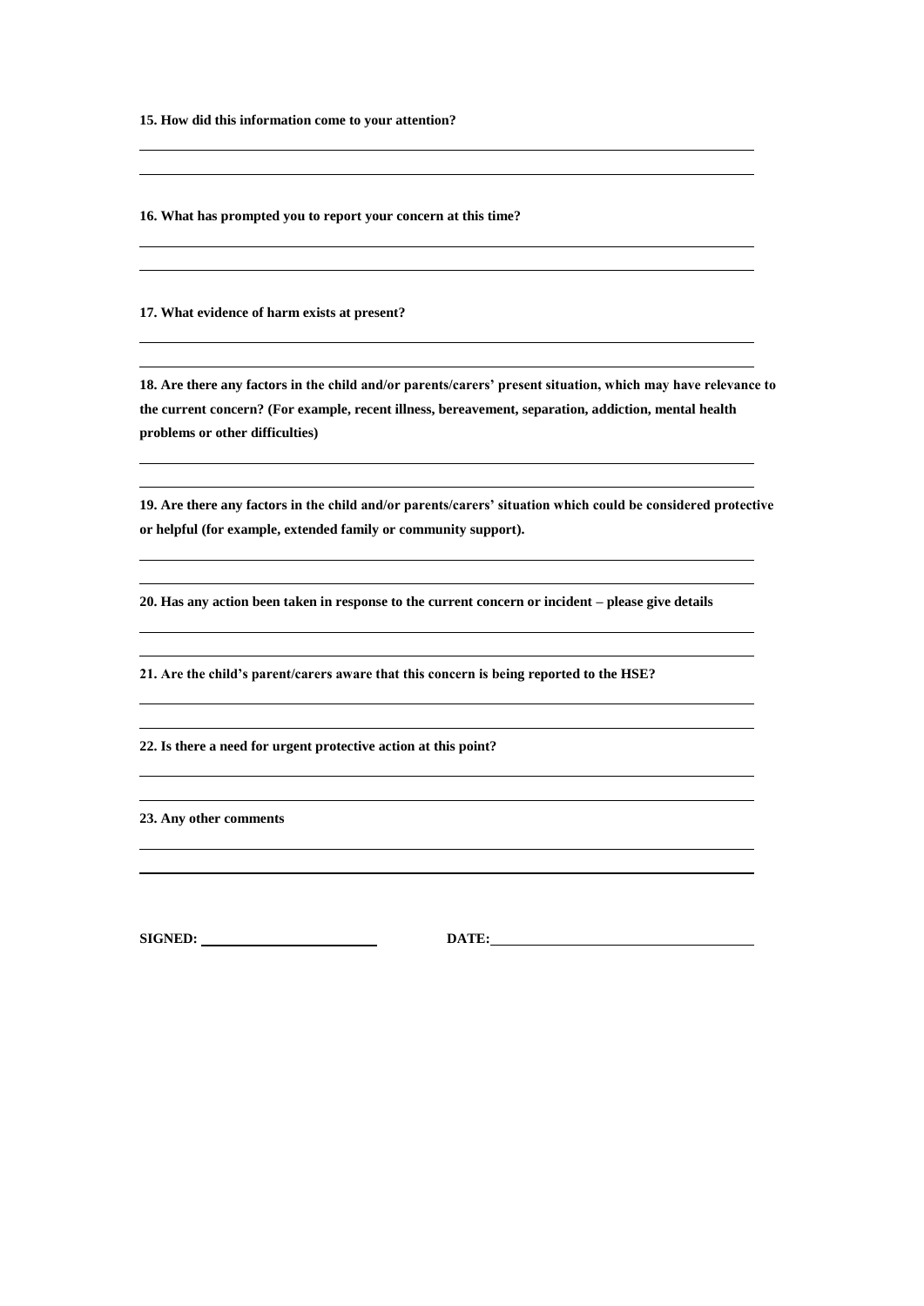**15. How did this information come to your attention?**

**16. What has prompted you to report your concern at this time?**

**17. What evidence of harm exists at present?**

**18. Are there any factors in the child and/or parents/carers' present situation, which may have relevance to the current concern? (For example, recent illness, bereavement, separation, addiction, mental health problems or other difficulties)**

**19. Are there any factors in the child and/or parents/carers' situation which could be considered protective or helpful (for example, extended family or community support).**

**20. Has any action been taken in response to the current concern or incident – please give details**

**21. Are the child's parent/carers aware that this concern is being reported to the HSE?**

**22. Is there a need for urgent protective action at this point?**

**23. Any other comments**

**SIGNED:** \_\_\_\_\_\_\_\_\_\_\_\_\_\_\_\_\_\_\_\_ **DATE:** \_\_\_\_\_\_\_\_\_\_\_\_\_\_\_\_\_\_\_\_